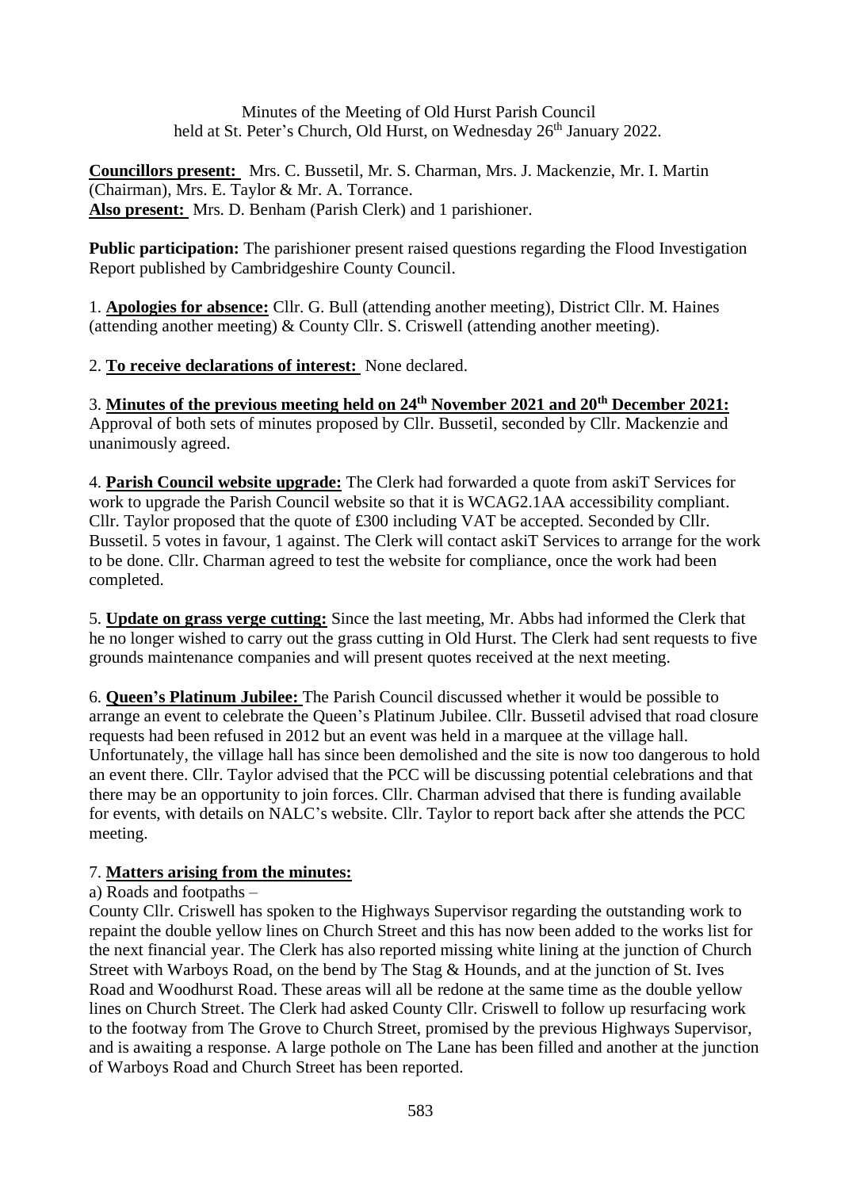Minutes of the Meeting of Old Hurst Parish Council
held at St. Peter's Church, Old Hurst, on Wednesday 26th January 2022.

**Councillors present:** Mrs. C. Bussetil, Mr. S. Charman, Mrs. J. Mackenzie, Mr. I. Martin (Chairman), Mrs. E. Taylor & Mr. A. Torrance.
**Also present:** Mrs. D. Benham (Parish Clerk) and 1 parishioner.

**Public participation:** The parishioner present raised questions regarding the Flood Investigation Report published by Cambridgeshire County Council.

1. **Apologies for absence:** Cllr. G. Bull (attending another meeting), District Cllr. M. Haines (attending another meeting) & County Cllr. S. Criswell (attending another meeting).

2. **To receive declarations of interest:** None declared.

3. **Minutes of the previous meeting held on 24th November 2021 and 20th December 2021:** Approval of both sets of minutes proposed by Cllr. Bussetil, seconded by Cllr. Mackenzie and unanimously agreed.

4. **Parish Council website upgrade:** The Clerk had forwarded a quote from askiT Services for work to upgrade the Parish Council website so that it is WCAG2.1AA accessibility compliant. Cllr. Taylor proposed that the quote of £300 including VAT be accepted. Seconded by Cllr. Bussetil. 5 votes in favour, 1 against. The Clerk will contact askiT Services to arrange for the work to be done. Cllr. Charman agreed to test the website for compliance, once the work had been completed.

5. **Update on grass verge cutting:** Since the last meeting, Mr. Abbs had informed the Clerk that he no longer wished to carry out the grass cutting in Old Hurst. The Clerk had sent requests to five grounds maintenance companies and will present quotes received at the next meeting.

6. **Queen's Platinum Jubilee:** The Parish Council discussed whether it would be possible to arrange an event to celebrate the Queen's Platinum Jubilee. Cllr. Bussetil advised that road closure requests had been refused in 2012 but an event was held in a marquee at the village hall. Unfortunately, the village hall has since been demolished and the site is now too dangerous to hold an event there. Cllr. Taylor advised that the PCC will be discussing potential celebrations and that there may be an opportunity to join forces. Cllr. Charman advised that there is funding available for events, with details on NALC's website. Cllr. Taylor to report back after she attends the PCC meeting.

7. **Matters arising from the minutes:**

a) Roads and footpaths –

County Cllr. Criswell has spoken to the Highways Supervisor regarding the outstanding work to repaint the double yellow lines on Church Street and this has now been added to the works list for the next financial year. The Clerk has also reported missing white lining at the junction of Church Street with Warboys Road, on the bend by The Stag & Hounds, and at the junction of St. Ives Road and Woodhurst Road. These areas will all be redone at the same time as the double yellow lines on Church Street. The Clerk had asked County Cllr. Criswell to follow up resurfacing work to the footway from The Grove to Church Street, promised by the previous Highways Supervisor, and is awaiting a response. A large pothole on The Lane has been filled and another at the junction of Warboys Road and Church Street has been reported.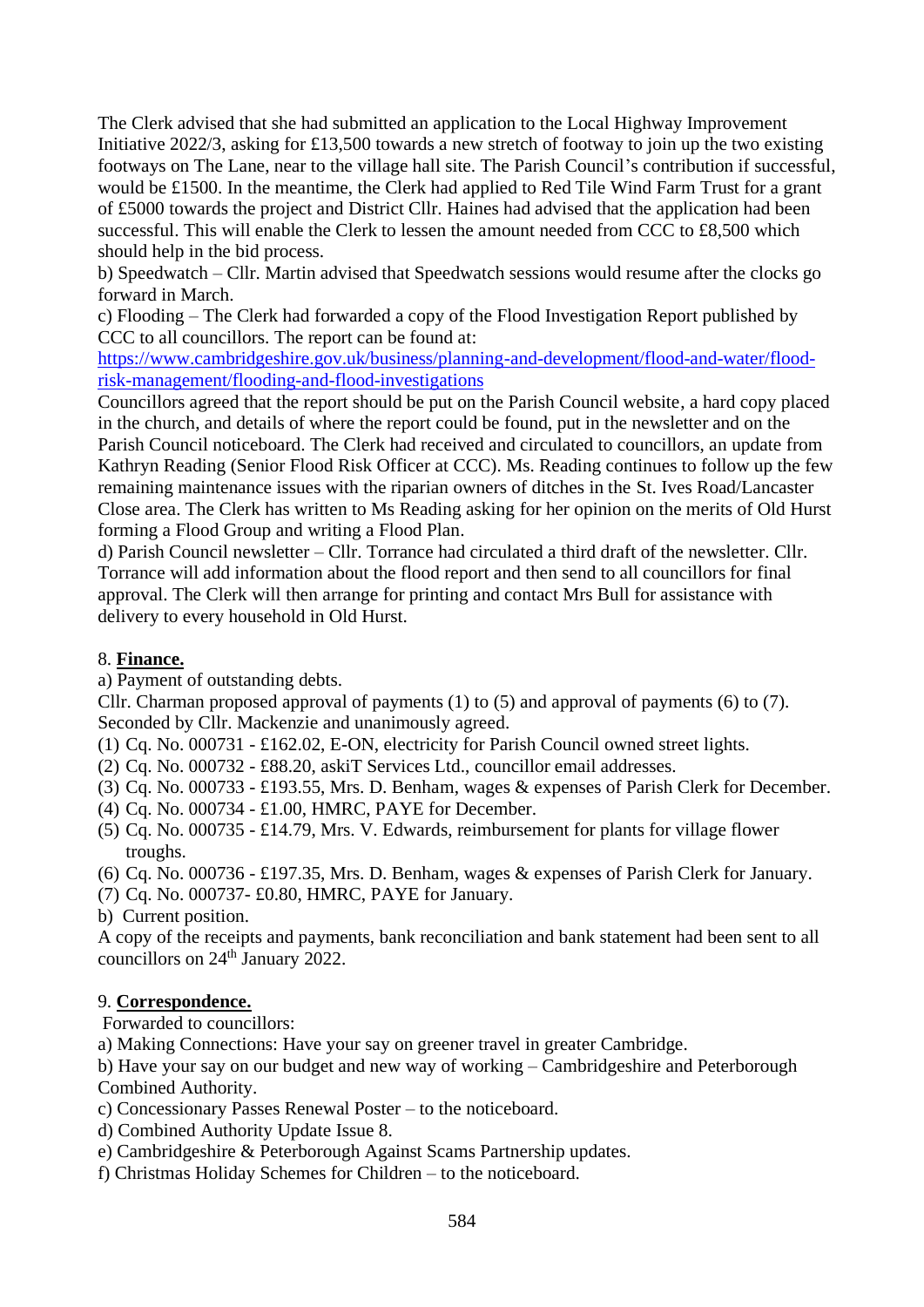The Clerk advised that she had submitted an application to the Local Highway Improvement Initiative 2022/3, asking for £13,500 towards a new stretch of footway to join up the two existing footways on The Lane, near to the village hall site. The Parish Council's contribution if successful, would be £1500. In the meantime, the Clerk had applied to Red Tile Wind Farm Trust for a grant of £5000 towards the project and District Cllr. Haines had advised that the application had been successful. This will enable the Clerk to lessen the amount needed from CCC to £8,500 which should help in the bid process.

b) Speedwatch – Cllr. Martin advised that Speedwatch sessions would resume after the clocks go forward in March.

c) Flooding – The Clerk had forwarded a copy of the Flood Investigation Report published by CCC to all councillors. The report can be found at: [https://www.cambridgeshire.gov.uk/business/planning-and-development/flood-and-water/flood-risk-management/flooding-and-flood-investigations](https://www.cambridgeshire.gov.uk/business/planning-and-development/flood-and-water/flood-risk-management/flooding-and-flood-investigations)

Councillors agreed that the report should be put on the Parish Council website, a hard copy placed in the church, and details of where the report could be found, put in the newsletter and on the Parish Council noticeboard. The Clerk had received and circulated to councillors, an update from Kathryn Reading (Senior Flood Risk Officer at CCC). Ms. Reading continues to follow up the few remaining maintenance issues with the riparian owners of ditches in the St. Ives Road/Lancaster Close area. The Clerk has written to Ms Reading asking for her opinion on the merits of Old Hurst forming a Flood Group and writing a Flood Plan.

d) Parish Council newsletter – Cllr. Torrance had circulated a third draft of the newsletter. Cllr. Torrance will add information about the flood report and then send to all councillors for final approval. The Clerk will then arrange for printing and contact Mrs Bull for assistance with delivery to every household in Old Hurst.

8. **Finance.**

a) Payment of outstanding debts.

Cllr. Charman proposed approval of payments (1) to (5) and approval of payments (6) to (7). Seconded by Cllr. Mackenzie and unanimously agreed.

(1) Cq. No. 000731 - £162.02, E-ON, electricity for Parish Council owned street lights.
(2) Cq. No. 000732 - £88.20, askiT Services Ltd., councillor email addresses.
(3) Cq. No. 000733 - £193.55, Mrs. D. Benham, wages & expenses of Parish Clerk for December.
(4) Cq. No. 000734 - £1.00, HMRC, PAYE for December.
(5) Cq. No. 000735 - £14.79, Mrs. V. Edwards, reimbursement for plants for village flower troughs.
(6) Cq. No. 000736 - £197.35, Mrs. D. Benham, wages & expenses of Parish Clerk for January.
(7) Cq. No. 000737- £0.80, HMRC, PAYE for January.

b) Current position.

A copy of the receipts and payments, bank reconciliation and bank statement had been sent to all councillors on 24th January 2022.

9. **Correspondence.**

Forwarded to councillors:

a) Making Connections: Have your say on greener travel in greater Cambridge.

b) Have your say on our budget and new way of working – Cambridgeshire and Peterborough Combined Authority.

c) Concessionary Passes Renewal Poster – to the noticeboard.

d) Combined Authority Update Issue 8.

e) Cambridgeshire & Peterborough Against Scams Partnership updates.

f) Christmas Holiday Schemes for Children – to the noticeboard.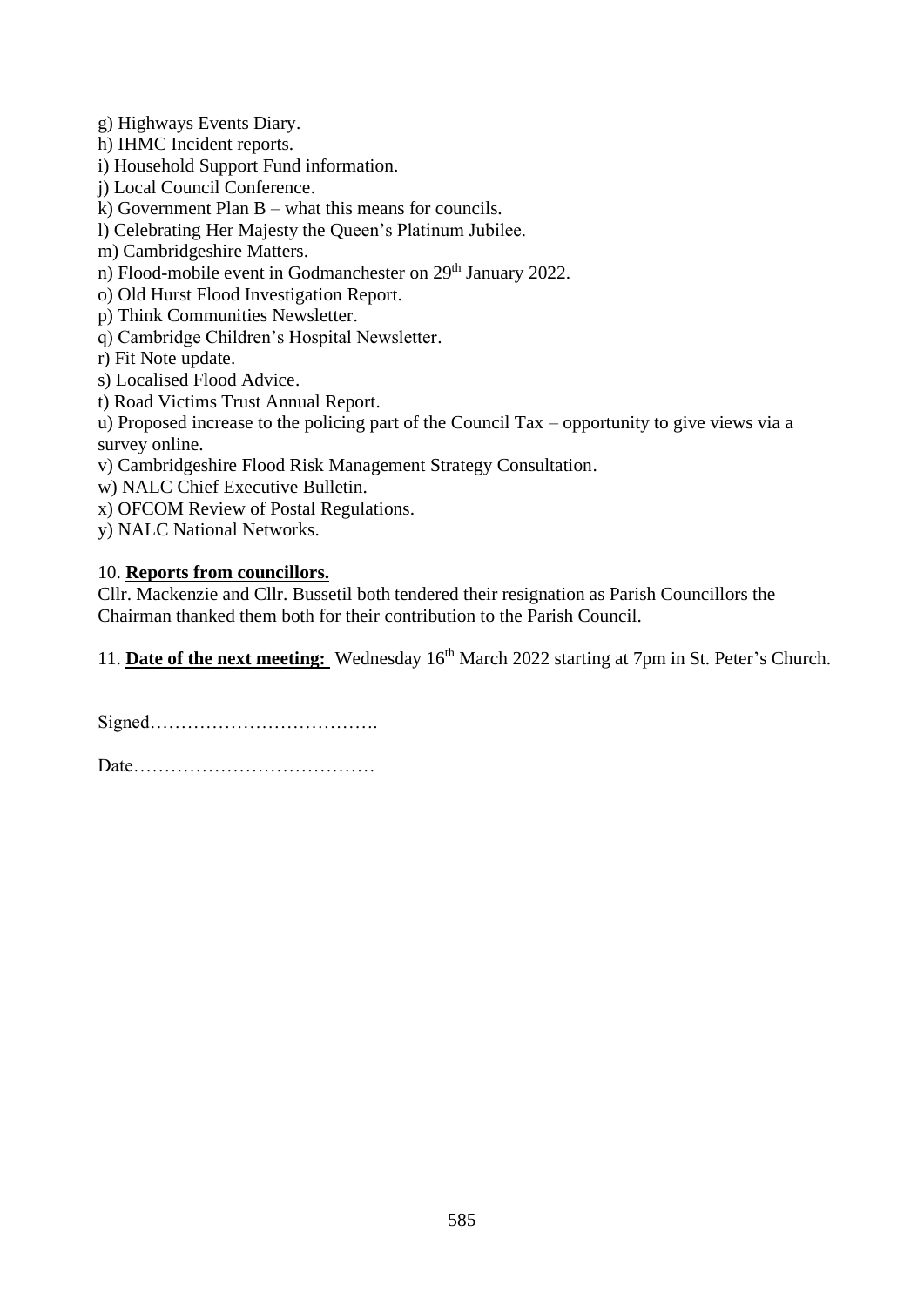g) Highways Events Diary.
h) IHMC Incident reports.
i) Household Support Fund information.
j) Local Council Conference.
k) Government Plan B – what this means for councils.
l) Celebrating Her Majesty the Queen's Platinum Jubilee.
m) Cambridgeshire Matters.
n) Flood-mobile event in Godmanchester on 29th January 2022.
o) Old Hurst Flood Investigation Report.
p) Think Communities Newsletter.
q) Cambridge Children's Hospital Newsletter.
r) Fit Note update.
s) Localised Flood Advice.
t) Road Victims Trust Annual Report.
u) Proposed increase to the policing part of the Council Tax – opportunity to give views via a survey online.
v) Cambridgeshire Flood Risk Management Strategy Consultation.
w) NALC Chief Executive Bulletin.
x) OFCOM Review of Postal Regulations.
y) NALC National Networks.

10. **Reports from councillors.**
Cllr. Mackenzie and Cllr. Bussetil both tendered their resignation as Parish Councillors the Chairman thanked them both for their contribution to the Parish Council.

11. **Date of the next meeting:** Wednesday 16th March 2022 starting at 7pm in St. Peter's Church.

Signed……………………………….

Date…………………………………